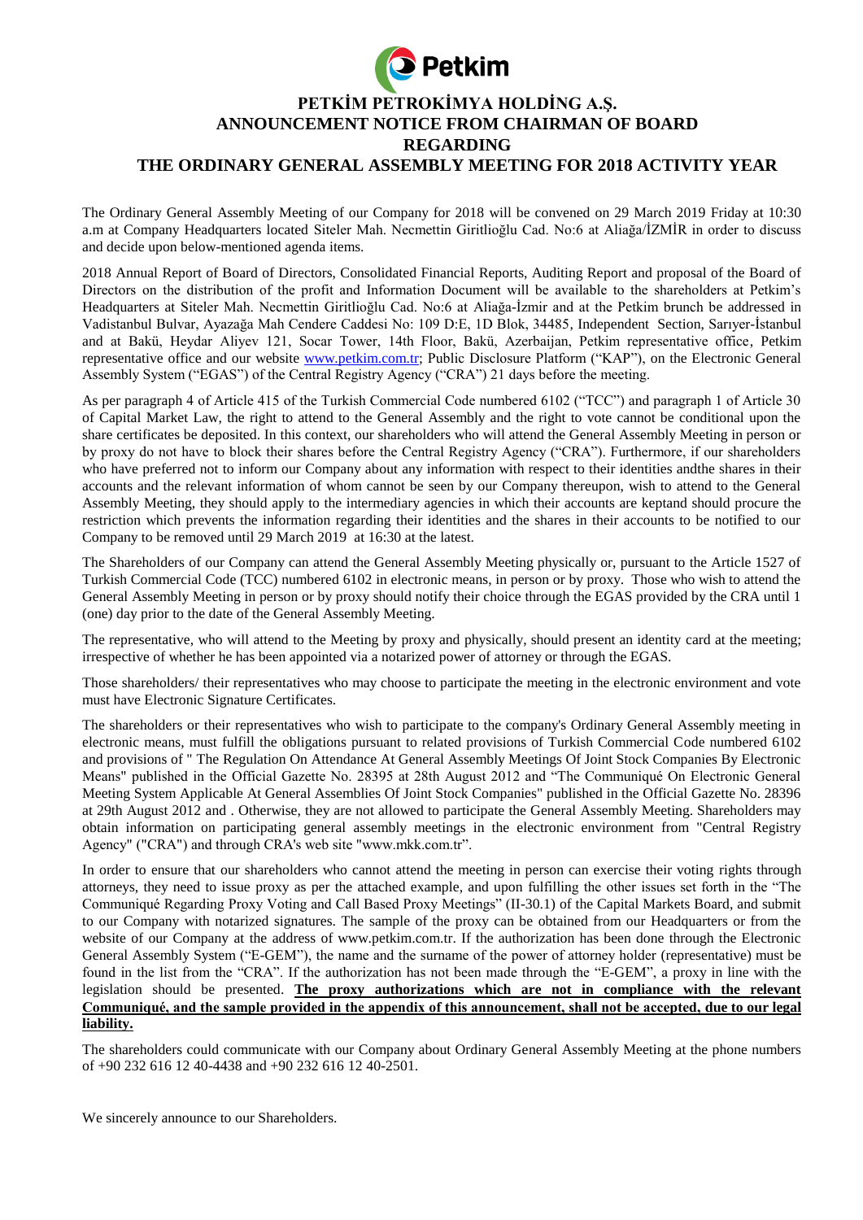# PETKİM PETROKİMYA HOLDİNG A.Ş.
## ANNOUNCEMENT NOTICE FROM CHAIRMAN OF BOARD REGARDING THE ORDINARY GENERAL ASSEMBLY MEETING FOR 2018 ACTIVITY YEAR

The Ordinary General Assembly Meeting of our Company for 2018 will be convened on 29 March 2019 Friday at 10:30 a.m at Company Headquarters located Siteler Mah. Necmettin Giritlioğlu Cad. No:6 at Aliağa/İZMİR in order to discuss and decide upon below-mentioned agenda items.

2018 Annual Report of Board of Directors, Consolidated Financial Reports, Auditing Report and proposal of the Board of Directors on the distribution of the profit and Information Document will be available to the shareholders at Petkim's Headquarters at Siteler Mah. Necmettin Giritlioğlu Cad. No:6 at Aliağa-İzmir and at the Petkim brunch be addressed in Vadistanbul Bulvar, Ayazağa Mah Cendere Caddesi No: 109 D:E, 1D Blok, 34485, Independent Section, Sarıyer-İstanbul and at Bakü, Heydar Aliyev 121, Socar Tower, 14th Floor, Bakü, Azerbaijan, Petkim representative office, Petkim representative office and our website www.petkim.com.tr; Public Disclosure Platform ("KAP"), on the Electronic General Assembly System ("EGAS") of the Central Registry Agency ("CRA") 21 days before the meeting.

As per paragraph 4 of Article 415 of the Turkish Commercial Code numbered 6102 ("TCC") and paragraph 1 of Article 30 of Capital Market Law, the right to attend to the General Assembly and the right to vote cannot be conditional upon the share certificates be deposited. In this context, our shareholders who will attend the General Assembly Meeting in person or by proxy do not have to block their shares before the Central Registry Agency ("CRA"). Furthermore, if our shareholders who have preferred not to inform our Company about any information with respect to their identities andthe shares in their accounts and the relevant information of whom cannot be seen by our Company thereupon, wish to attend to the General Assembly Meeting, they should apply to the intermediary agencies in which their accounts are keptand should procure the restriction which prevents the information regarding their identities and the shares in their accounts to be notified to our Company to be removed until 29 March 2019 at 16:30 at the latest.

The Shareholders of our Company can attend the General Assembly Meeting physically or, pursuant to the Article 1527 of Turkish Commercial Code (TCC) numbered 6102 in electronic means, in person or by proxy. Those who wish to attend the General Assembly Meeting in person or by proxy should notify their choice through the EGAS provided by the CRA until 1 (one) day prior to the date of the General Assembly Meeting.

The representative, who will attend to the Meeting by proxy and physically, should present an identity card at the meeting; irrespective of whether he has been appointed via a notarized power of attorney or through the EGAS.

Those shareholders/ their representatives who may choose to participate the meeting in the electronic environment and vote must have Electronic Signature Certificates.

The shareholders or their representatives who wish to participate to the company's Ordinary General Assembly meeting in electronic means, must fulfill the obligations pursuant to related provisions of Turkish Commercial Code numbered 6102 and provisions of " The Regulation On Attendance At General Assembly Meetings Of Joint Stock Companies By Electronic Means" published in the Official Gazette No. 28395 at 28th August 2012 and "The Communiqué On Electronic General Meeting System Applicable At General Assemblies Of Joint Stock Companies" published in the Official Gazette No. 28396 at 29th August 2012 and . Otherwise, they are not allowed to participate the General Assembly Meeting. Shareholders may obtain information on participating general assembly meetings in the electronic environment from "Central Registry Agency" ("CRA") and through CRA's web site "www.mkk.com.tr".

In order to ensure that our shareholders who cannot attend the meeting in person can exercise their voting rights through attorneys, they need to issue proxy as per the attached example, and upon fulfilling the other issues set forth in the "The Communiqué Regarding Proxy Voting and Call Based Proxy Meetings" (II-30.1) of the Capital Markets Board, and submit to our Company with notarized signatures. The sample of the proxy can be obtained from our Headquarters or from the website of our Company at the address of www.petkim.com.tr. If the authorization has been done through the Electronic General Assembly System ("E-GEM"), the name and the surname of the power of attorney holder (representative) must be found in the list from the "CRA". If the authorization has not been made through the "E-GEM", a proxy in line with the legislation should be presented. **The proxy authorizations which are not in compliance with the relevant Communiqué, and the sample provided in the appendix of this announcement, shall not be accepted, due to our legal liability.**

The shareholders could communicate with our Company about Ordinary General Assembly Meeting at the phone numbers of +90 232 616 12 40-4438 and +90 232 616 12 40-2501.

We sincerely announce to our Shareholders.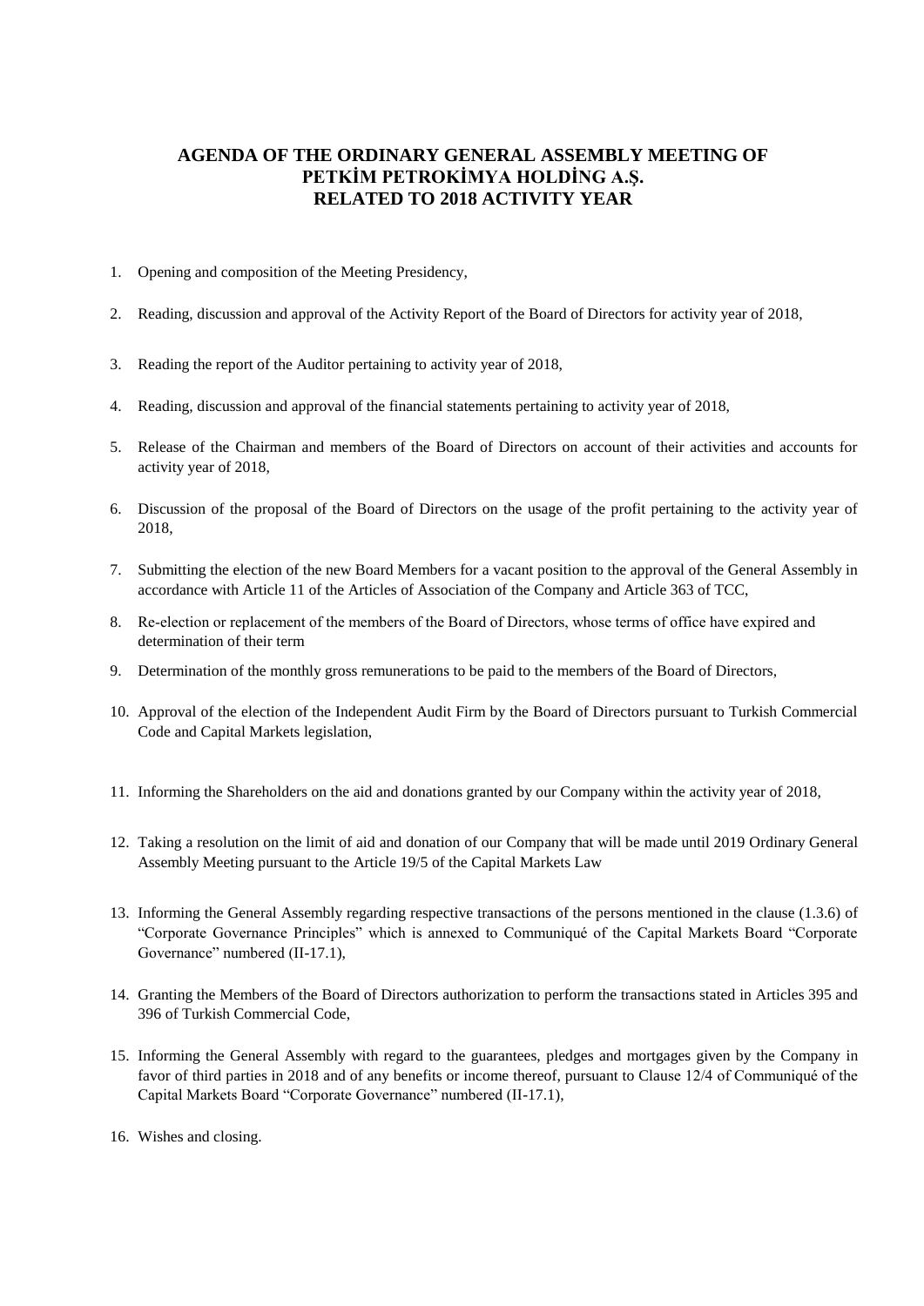# AGENDA OF THE ORDINARY GENERAL ASSEMBLY MEETING OF PETKİM PETROKİMYA HOLDİNG A.Ş. RELATED TO 2018 ACTIVITY YEAR

1. Opening and composition of the Meeting Presidency,
2. Reading, discussion and approval of the Activity Report of the Board of Directors for activity year of 2018,
3. Reading the report of the Auditor pertaining to activity year of 2018,
4. Reading, discussion and approval of the financial statements pertaining to activity year of 2018,
5. Release of the Chairman and members of the Board of Directors on account of their activities and accounts for activity year of 2018,
6. Discussion of the proposal of the Board of Directors on the usage of the profit pertaining to the activity year of 2018,
7. Submitting the election of the new Board Members for a vacant position to the approval of the General Assembly in accordance with Article 11 of the Articles of Association of the Company and Article 363 of TCC,
8. Re-election or replacement of the members of the Board of Directors, whose terms of office have expired and determination of their term
9. Determination of the monthly gross remunerations to be paid to the members of the Board of Directors,
10. Approval of the election of the Independent Audit Firm by the Board of Directors pursuant to Turkish Commercial Code and Capital Markets legislation,
11. Informing the Shareholders on the aid and donations granted by our Company within the activity year of 2018,
12. Taking a resolution on the limit of aid and donation of our Company that will be made until 2019 Ordinary General Assembly Meeting pursuant to the Article 19/5 of the Capital Markets Law
13. Informing the General Assembly regarding respective transactions of the persons mentioned in the clause (1.3.6) of "Corporate Governance Principles" which is annexed to Communiqué of the Capital Markets Board "Corporate Governance" numbered (II-17.1),
14. Granting the Members of the Board of Directors authorization to perform the transactions stated in Articles 395 and 396 of Turkish Commercial Code,
15. Informing the General Assembly with regard to the guarantees, pledges and mortgages given by the Company in favor of third parties in 2018 and of any benefits or income thereof, pursuant to Clause 12/4 of Communiqué of the Capital Markets Board "Corporate Governance" numbered (II-17.1),
16. Wishes and closing.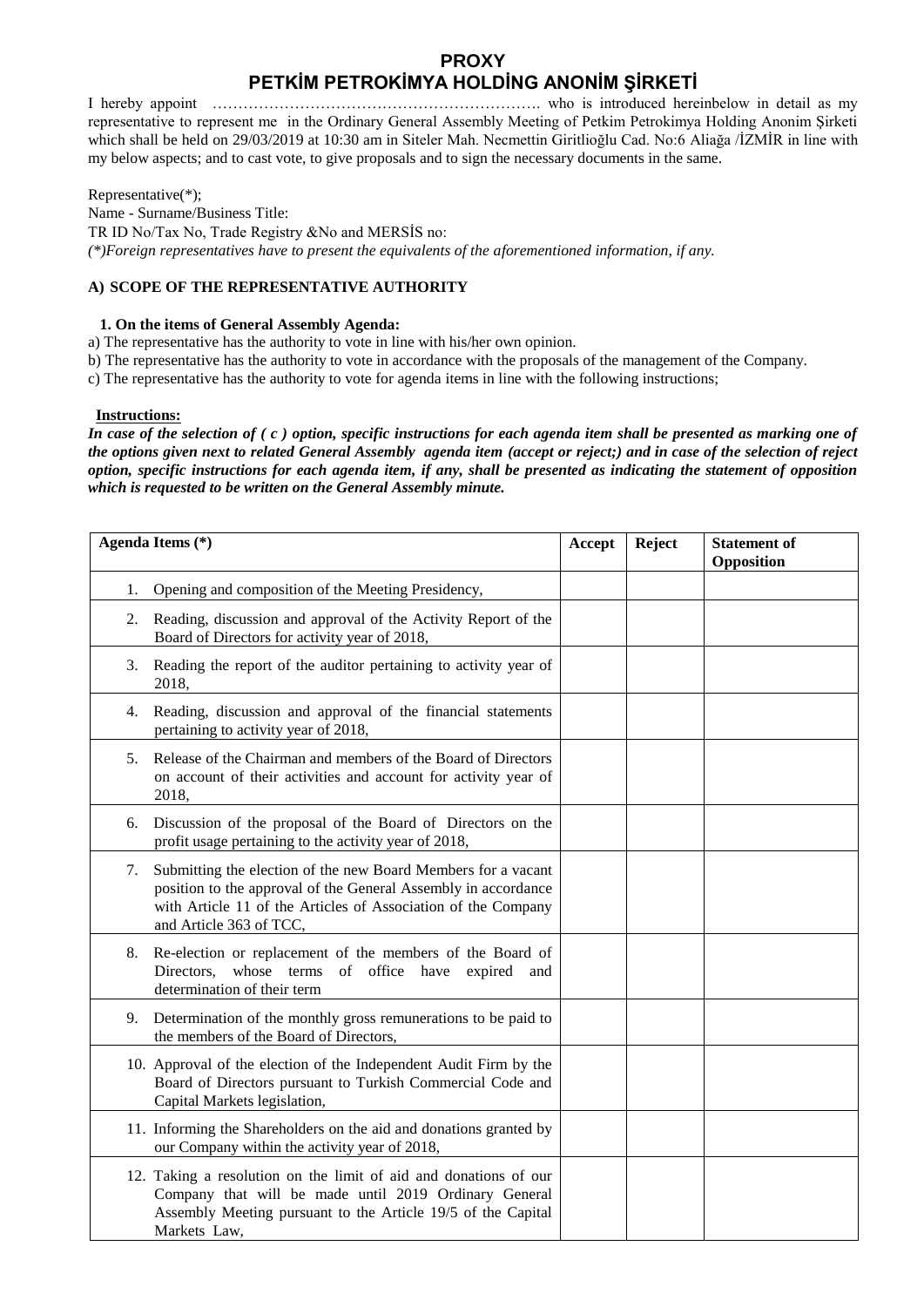# PROXY
# PETKİM PETROKİMYA HOLDİNG ANONİM ŞİRKETİ

I hereby appoint ………………………………………………………. who is introduced hereinbelow in detail as my representative to represent me in the Ordinary General Assembly Meeting of Petkim Petrokimya Holding Anonim Şirketi which shall be held on 29/03/2019 at 10:30 am in Siteler Mah. Necmettin Giritlioğlu Cad. No:6 Aliağa /İZMİR in line with my below aspects; and to cast vote, to give proposals and to sign the necessary documents in the same.

Representative(*);
Name - Surname/Business Title:
TR ID No/Tax No, Trade Registry &No and MERSİS no:
*(*)Foreign representatives have to present the equivalents of the aforementioned information, if any.*

**A) SCOPE OF THE REPRESENTATIVE AUTHORITY**

**1. On the items of General Assembly Agenda:**

a) The representative has the authority to vote in line with his/her own opinion.
b) The representative has the authority to vote in accordance with the proposals of the management of the Company.
c) The representative has the authority to vote for agenda items in line with the following instructions;

**Instructions:**

***In case of the selection of ( c ) option, specific instructions for each agenda item shall be presented as marking one of the options given next to related General Assembly agenda item (accept or reject;) and in case of the selection of reject option, specific instructions for each agenda item, if any, shall be presented as indicating the statement of opposition which is requested to be written on the General Assembly minute.***

| Agenda Items (*) | Accept | Reject | Statement of Opposition |
|---|---|---|---|
| 1. Opening and composition of the Meeting Presidency, | | | |
| 2. Reading, discussion and approval of the Activity Report of the Board of Directors for activity year of 2018, | | | |
| 3. Reading the report of the auditor pertaining to activity year of 2018, | | | |
| 4. Reading, discussion and approval of the financial statements pertaining to activity year of 2018, | | | |
| 5. Release of the Chairman and members of the Board of Directors on account of their activities and account for activity year of 2018, | | | |
| 6. Discussion of the proposal of the Board of Directors on the profit usage pertaining to the activity year of 2018, | | | |
| 7. Submitting the election of the new Board Members for a vacant position to the approval of the General Assembly in accordance with Article 11 of the Articles of Association of the Company and Article 363 of TCC, | | | |
| 8. Re-election or replacement of the members of the Board of Directors, whose terms of office have expired and determination of their term | | | |
| 9. Determination of the monthly gross remunerations to be paid to the members of the Board of Directors, | | | |
| 10. Approval of the election of the Independent Audit Firm by the Board of Directors pursuant to Turkish Commercial Code and Capital Markets legislation, | | | |
| 11. Informing the Shareholders on the aid and donations granted by our Company within the activity year of 2018, | | | |
| 12. Taking a resolution on the limit of aid and donations of our Company that will be made until 2019 Ordinary General Assembly Meeting pursuant to the Article 19/5 of the Capital Markets Law, | | | |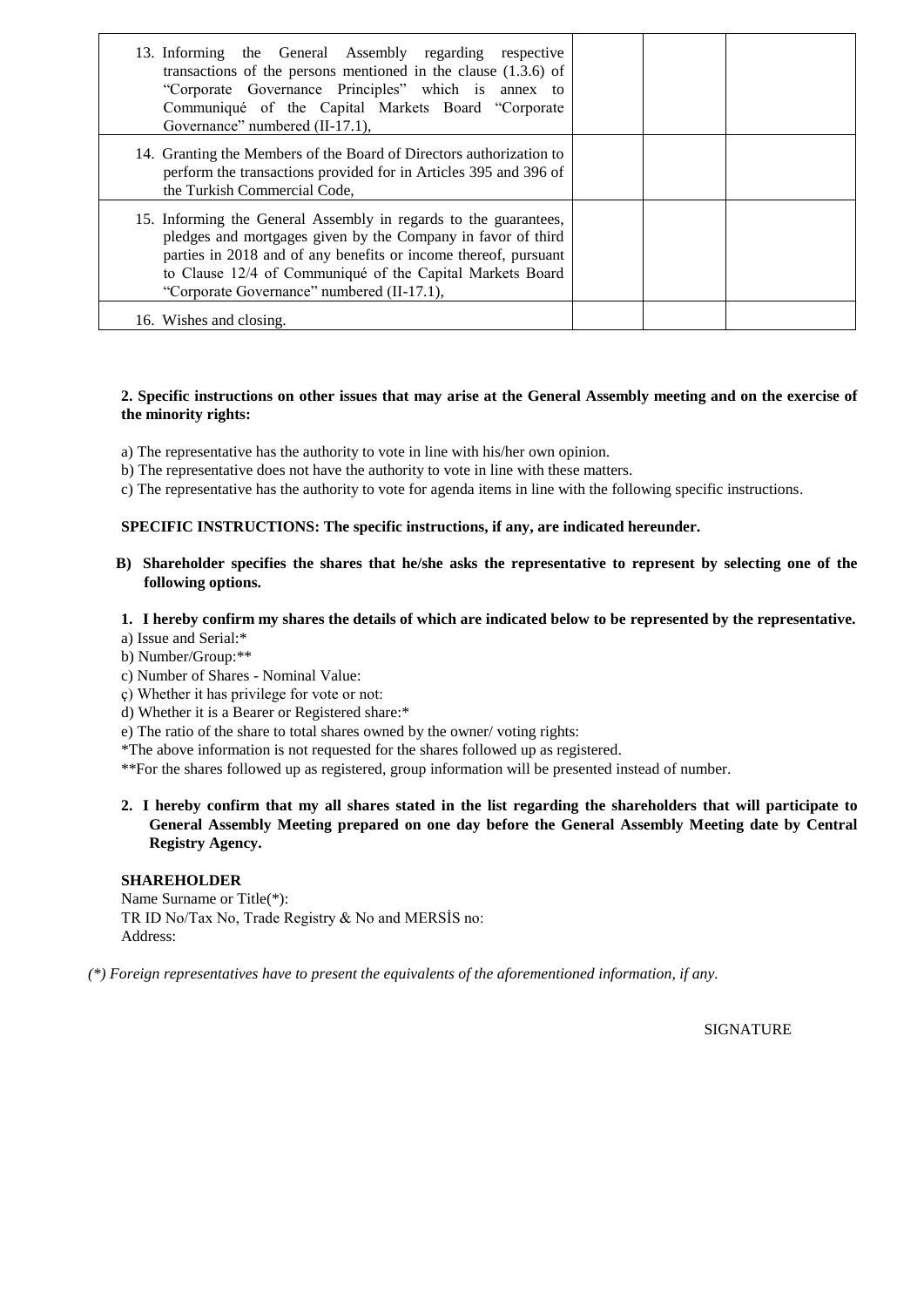| | | | |
|---|---|---|---|
| 13. Informing the General Assembly regarding respective transactions of the persons mentioned in the clause (1.3.6) of "Corporate Governance Principles" which is annex to Communiqué of the Capital Markets Board "Corporate Governance" numbered (II-17.1), | | | |
| 14. Granting the Members of the Board of Directors authorization to perform the transactions provided for in Articles 395 and 396 of the Turkish Commercial Code, | | | |
| 15. Informing the General Assembly in regards to the guarantees, pledges and mortgages given by the Company in favor of third parties in 2018 and of any benefits or income thereof, pursuant to Clause 12/4 of Communiqué of the Capital Markets Board "Corporate Governance" numbered (II-17.1), | | | |
| 16. Wishes and closing. | | | |

**2. Specific instructions on other issues that may arise at the General Assembly meeting and on the exercise of the minority rights:**

a) The representative has the authority to vote in line with his/her own opinion.

b) The representative does not have the authority to vote in line with these matters.

c) The representative has the authority to vote for agenda items in line with the following specific instructions.

**SPECIFIC INSTRUCTIONS: The specific instructions, if any, are indicated hereunder.**

**B) Shareholder specifies the shares that he/she asks the representative to represent by selecting one of the following options.**

**1. I hereby confirm my shares the details of which are indicated below to be represented by the representative.**

a) Issue and Serial:*

b) Number/Group:**

c) Number of Shares - Nominal Value:

ç) Whether it has privilege for vote or not:

d) Whether it is a Bearer or Registered share:*

e) The ratio of the share to total shares owned by the owner/ voting rights:

*The above information is not requested for the shares followed up as registered.

**For the shares followed up as registered, group information will be presented instead of number.

**2. I hereby confirm that my all shares stated in the list regarding the shareholders that will participate to General Assembly Meeting prepared on one day before the General Assembly Meeting date by Central Registry Agency.**

**SHAREHOLDER**

Name Surname or Title(*):

TR ID No/Tax No, Trade Registry & No and MERSİS no:

Address:

*(\*) Foreign representatives have to present the equivalents of the aforementioned information, if any.*

SIGNATURE